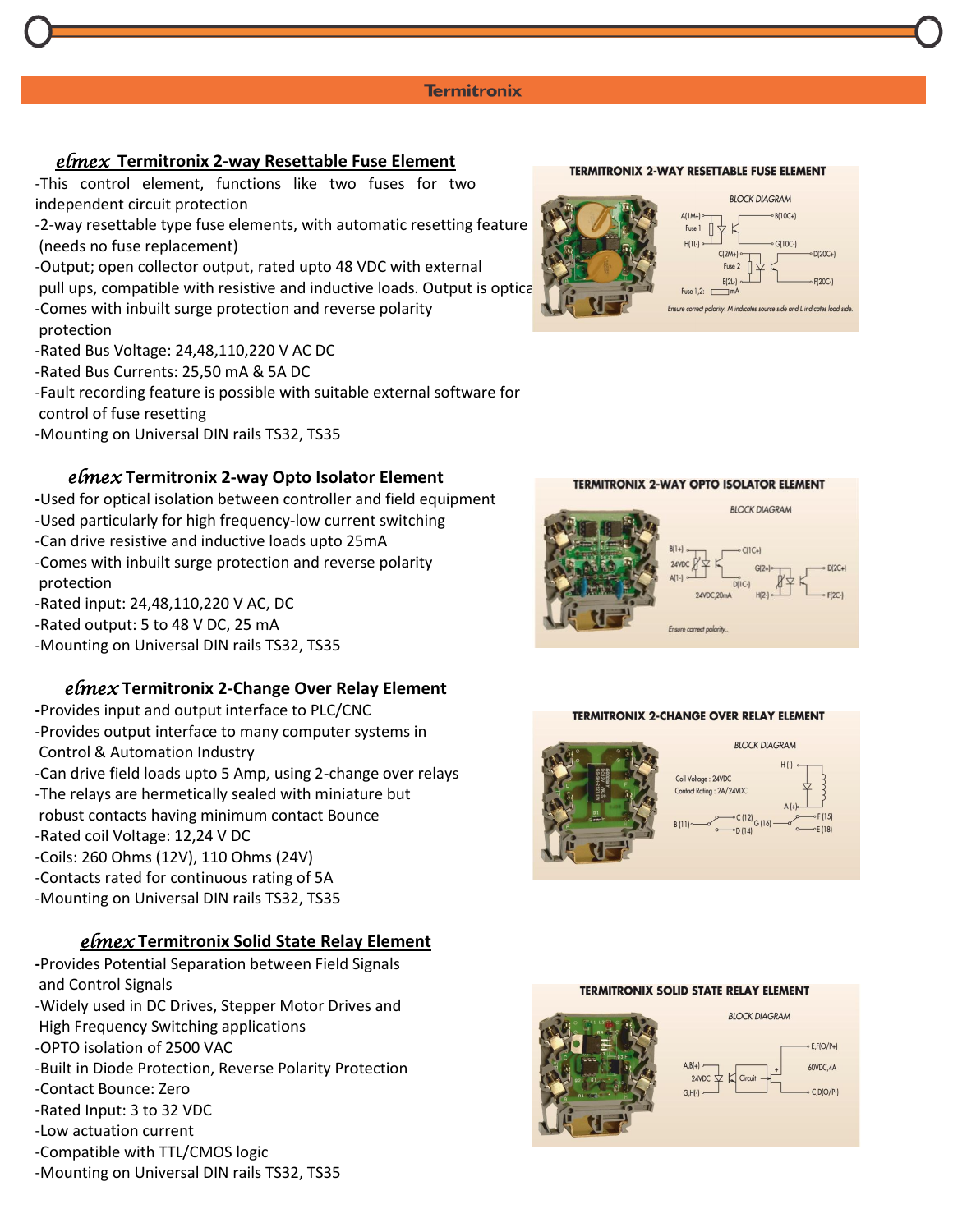## *elmex* Termitronix 2-way Resettable Fuse Element

- This control element, functions like two fuses for two independent circuit protection
- 2-way resettable type fuse elements, with automatic resetting feature (needs no fuse replacement)
- Output; open collector output, rated upto 48 VDC with external pull ups, compatible with resistive and inductive loads. Output is optica
- Comes with inbuilt surge protection and reverse polarity protection
- Rated Bus Voltage: 24,48,110,220 V AC DC
- Rated Bus Currents: 25,50 mA & 5A DC
- Fault recording feature is possible with suitable external software for control of fuse resetting
- Mounting on Universal DIN rails TS32, TS35

TERMITRONIX 2-WAY RESETTABLE FUSE ELEMENT

BLOCK DIAGRAM

Ensure correct polarity. M indicates source side and L indicates load side.

## *elmex* Termitronix 2-way Opto Isolator Element

- Used for optical isolation between controller and field equipment
- Used particularly for high frequency-low current switching
- Can drive resistive and inductive loads upto 25mA
- Comes with inbuilt surge protection and reverse polarity protection
- Rated input: 24,48,110,220 V AC, DC
- Rated output: 5 to 48 V DC, 25 mA
- Mounting on Universal DIN rails TS32, TS35

TERMITRONIX 2-WAY OPTO ISOLATOR ELEMENT

BLOCK DIAGRAM

Ensure correct polarity.

## *elmex* Termitronix 2-Change Over Relay Element

- Provides input and output interface to PLC/CNC
- Provides output interface to many computer systems in Control & Automation Industry
- Can drive field loads upto 5 Amp, using 2-change over relays
- The relays are hermetically sealed with miniature but robust contacts having minimum contact Bounce
- Rated coil Voltage: 12,24 V DC
- Coils: 260 Ohms (12V), 110 Ohms (24V)
- Contacts rated for continuous rating of 5A
- Mounting on Universal DIN rails TS32, TS35

TERMITRONIX 2-CHANGE OVER RELAY ELEMENT

BLOCK DIAGRAM

Coil Voltage : 24VDC
Contact Rating : 2A/24VDC

## *elmex* Termitronix Solid State Relay Element

- Provides Potential Separation between Field Signals and Control Signals
- Widely used in DC Drives, Stepper Motor Drives and High Frequency Switching applications
- OPTO isolation of 2500 VAC
- Built in Diode Protection, Reverse Polarity Protection
- Contact Bounce: Zero
- Rated Input: 3 to 32 VDC
- Low actuation current
- Compatible with TTL/CMOS logic
- Mounting on Universal DIN rails TS32, TS35

TERMITRONIX SOLID STATE RELAY ELEMENT

BLOCK DIAGRAM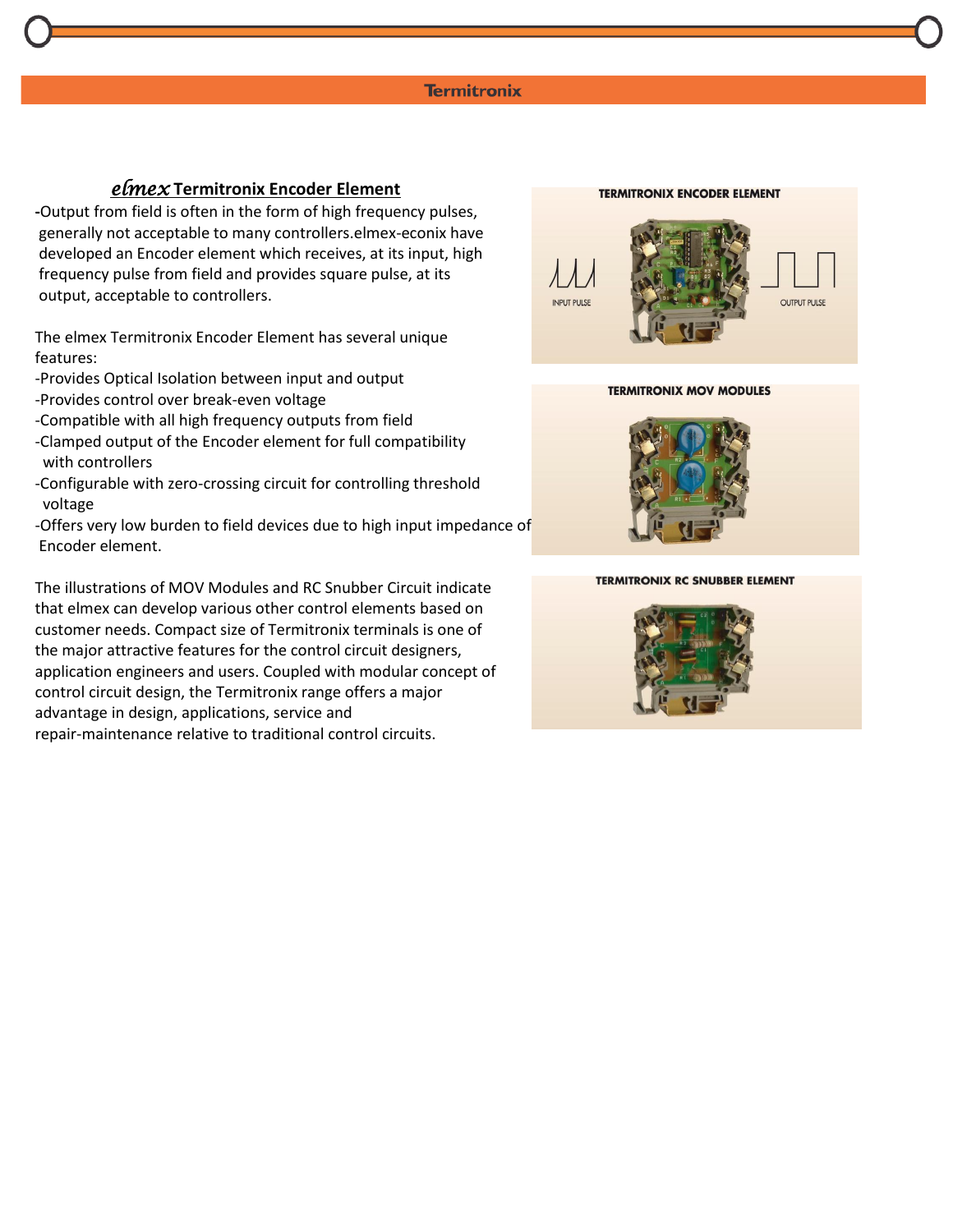## *elmex* Termitronix Encoder Element

-Output from field is often in the form of high frequency pulses, generally not acceptable to many controllers.elmex-econix have developed an Encoder element which receives, at its input, high frequency pulse from field and provides square pulse, at its output, acceptable to controllers.

The elmex Termitronix Encoder Element has several unique features:

- Provides Optical Isolation between input and output
- Provides control over break-even voltage
- Compatible with all high frequency outputs from field
- Clamped output of the Encoder element for full compatibility with controllers
- Configurable with zero-crossing circuit for controlling threshold voltage
- Offers very low burden to field devices due to high input impedance of Encoder element.

The illustrations of MOV Modules and RC Snubber Circuit indicate that elmex can develop various other control elements based on customer needs. Compact size of Termitronix terminals is one of the major attractive features for the control circuit designers, application engineers and users. Coupled with modular concept of control circuit design, the Termitronix range offers a major advantage in design, applications, service and repair-maintenance relative to traditional control circuits.

TERMITRONIX ENCODER ELEMENT

INPUT PULSE

OUTPUT PULSE

TERMITRONIX MOV MODULES

TERMITRONIX RC SNUBBER ELEMENT